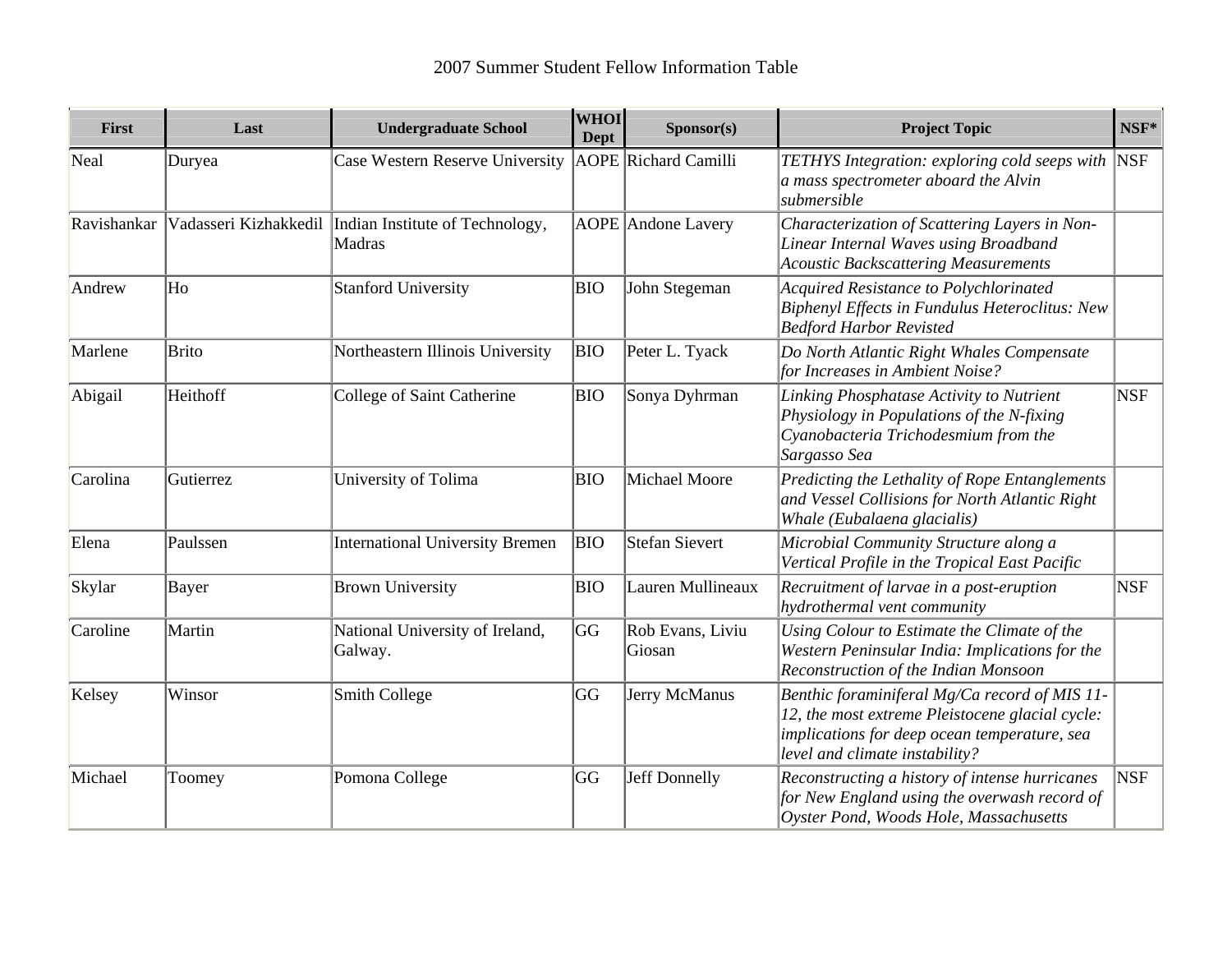2007 Summer Student Fellow Information Table

| First | Last | Undergraduate School | WHOI Dept | Sponsor(s) | Project Topic | NSF* |
|---|---|---|---|---|---|---|
| Neal | Duryea | Case Western Reserve University | AOPE | Richard Camilli | *TETHYS Integration: exploring cold seeps with a mass spectrometer aboard the Alvin submersible* | NSF |
| Ravishankar | Vadasseri Kizhakkedil | Indian Institute of Technology, Madras | AOPE | Andone Lavery | *Characterization of Scattering Layers in Non-Linear Internal Waves using Broadband Acoustic Backscattering Measurements* | |
| Andrew | Ho | Stanford University | BIO | John Stegeman | *Acquired Resistance to Polychlorinated Biphenyl Effects in Fundulus Heteroclitus: New Bedford Harbor Revisted* | |
| Marlene | Brito | Northeastern Illinois University | BIO | Peter L. Tyack | *Do North Atlantic Right Whales Compensate for Increases in Ambient Noise?* | |
| Abigail | Heithoff | College of Saint Catherine | BIO | Sonya Dyhrman | *Linking Phosphatase Activity to Nutrient Physiology in Populations of the N-fixing Cyanobacteria Trichodesmium from the Sargasso Sea* | NSF |
| Carolina | Gutierrez | University of Tolima | BIO | Michael Moore | *Predicting the Lethality of Rope Entanglements and Vessel Collisions for North Atlantic Right Whale (Eubalaena glacialis)* | |
| Elena | Paulssen | International University Bremen | BIO | Stefan Sievert | *Microbial Community Structure along a Vertical Profile in the Tropical East Pacific* | |
| Skylar | Bayer | Brown University | BIO | Lauren Mullineaux | *Recruitment of larvae in a post-eruption hydrothermal vent community* | NSF |
| Caroline | Martin | National University of Ireland, Galway. | GG | Rob Evans, Liviu Giosan | *Using Colour to Estimate the Climate of the Western Peninsular India: Implications for the Reconstruction of the Indian Monsoon* | |
| Kelsey | Winsor | Smith College | GG | Jerry McManus | *Benthic foraminiferal Mg/Ca record of MIS 11-12, the most extreme Pleistocene glacial cycle: implications for deep ocean temperature, sea level and climate instability?* | |
| Michael | Toomey | Pomona College | GG | Jeff Donnelly | *Reconstructing a history of intense hurricanes for New England using the overwash record of Oyster Pond, Woods Hole, Massachusetts* | NSF |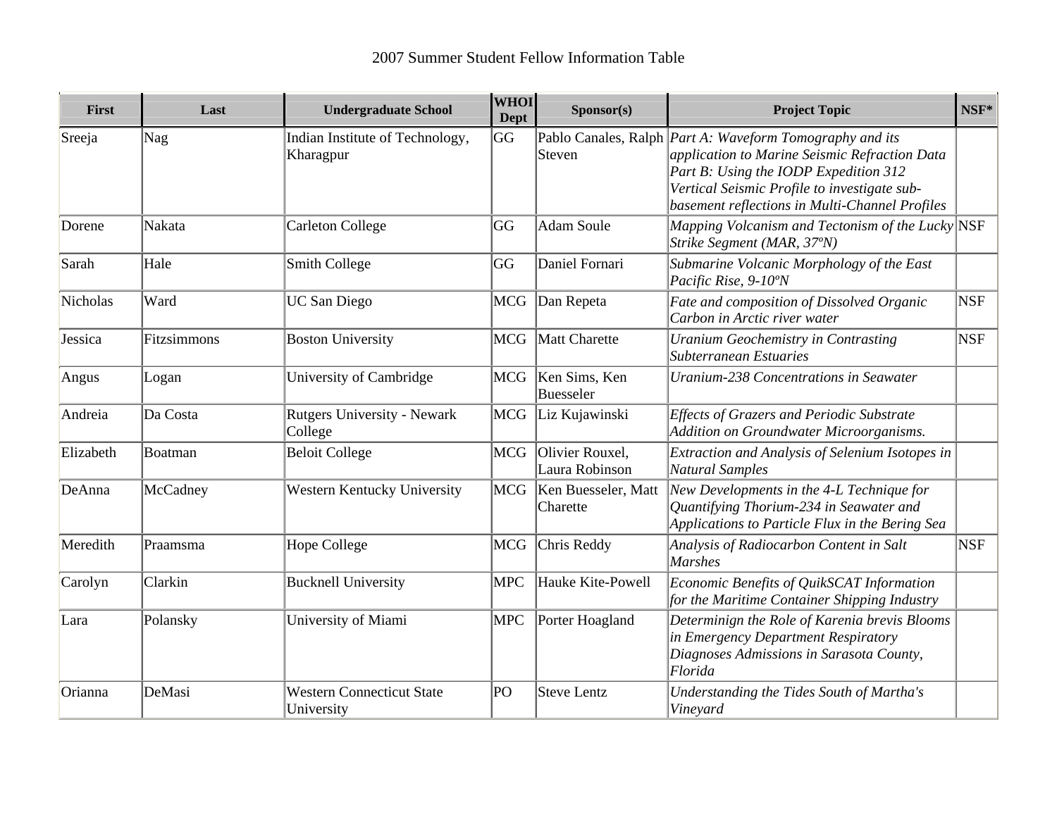2007 Summer Student Fellow Information Table

| First | Last | Undergraduate School | WHOI Dept | Sponsor(s) | Project Topic | NSF* |
|---|---|---|---|---|---|---|
| Sreeja | Nag | Indian Institute of Technology, Kharagpur | GG | Pablo Canales, Ralph Steven | *Part A: Waveform Tomography and its application to Marine Seismic Refraction Data Part B: Using the IODP Expedition 312 Vertical Seismic Profile to investigate sub-basement reflections in Multi-Channel Profiles* | |
| Dorene | Nakata | Carleton College | GG | Adam Soule | *Mapping Volcanism and Tectonism of the Lucky Strike Segment (MAR, 37ºN)* | NSF |
| Sarah | Hale | Smith College | GG | Daniel Fornari | *Submarine Volcanic Morphology of the East Pacific Rise, 9-10ºN* | |
| Nicholas | Ward | UC San Diego | MCG | Dan Repeta | *Fate and composition of Dissolved Organic Carbon in Arctic river water* | NSF |
| Jessica | Fitzsimmons | Boston University | MCG | Matt Charette | *Uranium Geochemistry in Contrasting Subterranean Estuaries* | NSF |
| Angus | Logan | University of Cambridge | MCG | Ken Sims, Ken Buesseler | *Uranium-238 Concentrations in Seawater* | |
| Andreia | Da Costa | Rutgers University - Newark College | MCG | Liz Kujawinski | *Effects of Grazers and Periodic Substrate Addition on Groundwater Microorganisms.* | |
| Elizabeth | Boatman | Beloit College | MCG | Olivier Rouxel, Laura Robinson | *Extraction and Analysis of Selenium Isotopes in Natural Samples* | |
| DeAnna | McCadney | Western Kentucky University | MCG | Ken Buesseler, Matt Charette | *New Developments in the 4-L Technique for Quantifying Thorium-234 in Seawater and Applications to Particle Flux in the Bering Sea* | |
| Meredith | Praamsma | Hope College | MCG | Chris Reddy | *Analysis of Radiocarbon Content in Salt Marshes* | NSF |
| Carolyn | Clarkin | Bucknell University | MPC | Hauke Kite-Powell | *Economic Benefits of QuikSCAT Information for the Maritime Container Shipping Industry* | |
| Lara | Polansky | University of Miami | MPC | Porter Hoagland | *Determinign the Role of Karenia brevis Blooms in Emergency Department Respiratory Diagnoses Admissions in Sarasota County, Florida* | |
| Orianna | DeMasi | Western Connecticut State University | PO | Steve Lentz | *Understanding the Tides South of Martha's Vineyard* | |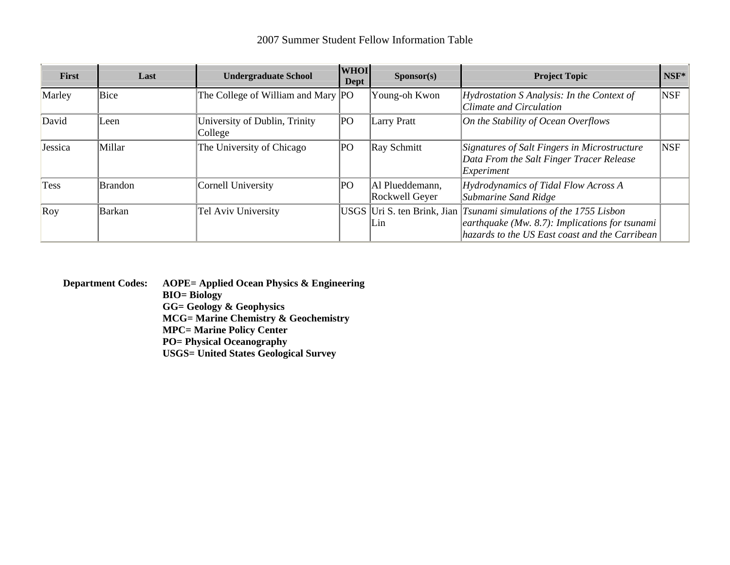2007 Summer Student Fellow Information Table

| First | Last | Undergraduate School | WHOI Dept | Sponsor(s) | Project Topic | NSF* |
|---|---|---|---|---|---|---|
| Marley | Bice | The College of William and Mary | PO | Young-oh Kwon | *Hydrostation S Analysis: In the Context of Climate and Circulation* | NSF |
| David | Leen | University of Dublin, Trinity College | PO | Larry Pratt | *On the Stability of Ocean Overflows* | |
| Jessica | Millar | The University of Chicago | PO | Ray Schmitt | *Signatures of Salt Fingers in Microstructure Data From the Salt Finger Tracer Release Experiment* | NSF |
| Tess | Brandon | Cornell University | PO | Al Plueddemann, Rockwell Geyer | *Hydrodynamics of Tidal Flow Across A Submarine Sand Ridge* | |
| Roy | Barkan | Tel Aviv University | USGS | Uri S. ten Brink, Jian Lin | *Tsunami simulations of the 1755 Lisbon earthquake (Mw. 8.7): Implications for tsunami hazards to the US East coast and the Carribean* | |

**Department Codes:**
**AOPE= Applied Ocean Physics & Engineering**
**BIO= Biology**
**GG= Geology & Geophysics**
**MCG= Marine Chemistry & Geochemistry**
**MPC= Marine Policy Center**
**PO= Physical Oceanography**
**USGS= United States Geological Survey**